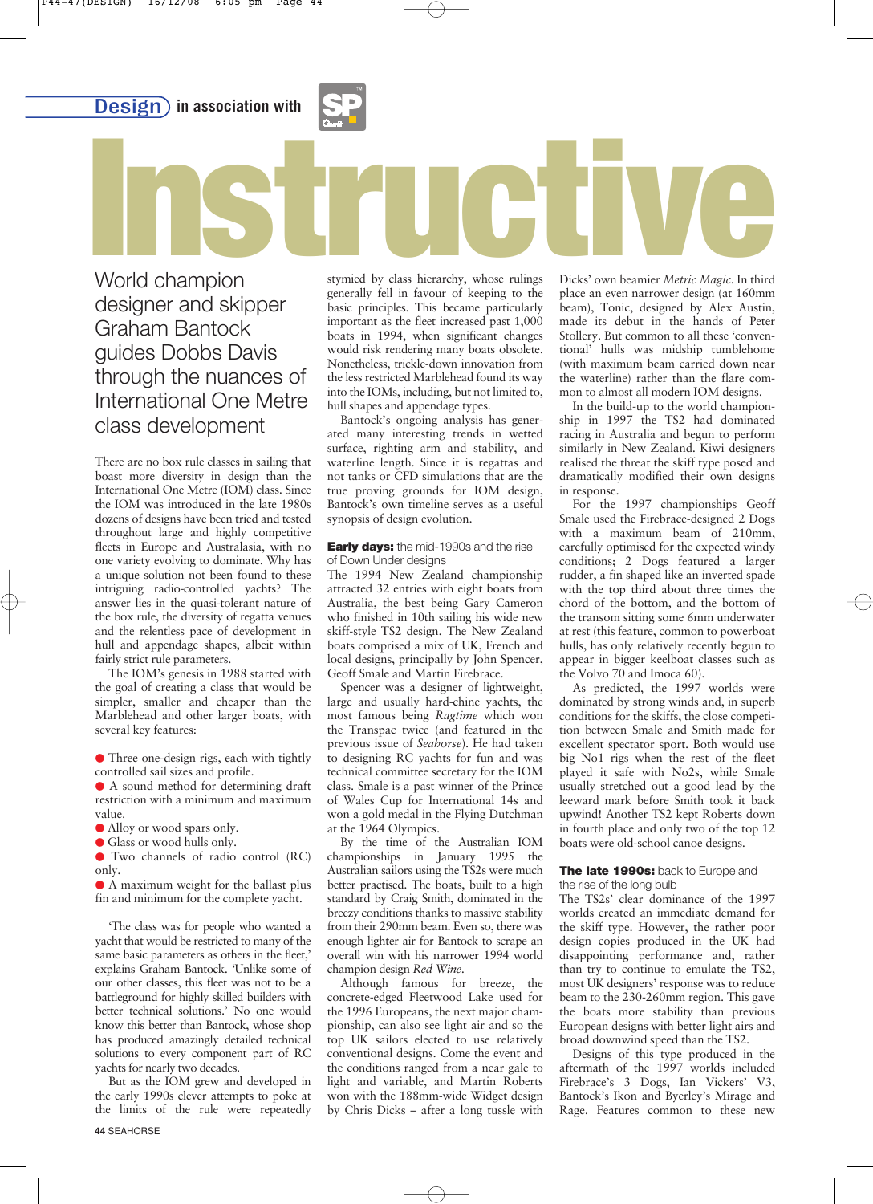**Design** in association with SP

# Instructive

## World champion designer and skipper Graham Bantock guides Dobbs Davis through the nuances of International One Metre class development

There are no box rule classes in sailing that boast more diversity in design than the International One Metre (IOM) class. Since the IOM was introduced in the late 1980s dozens of designs have been tried and tested throughout large and highly competitive fleets in Europe and Australasia, with no one variety evolving to dominate. Why has a unique solution not been found to these intriguing radio-controlled yachts? The answer lies in the quasi-tolerant nature of the box rule, the diversity of regatta venues and the relentless pace of development in hull and appendage shapes, albeit within fairly strict rule parameters.

The IOM's genesis in 1988 started with the goal of creating a class that would be simpler, smaller and cheaper than the Marblehead and other larger boats, with several key features:

- Three one-design rigs, each with tightly controlled sail sizes and profile.
- A sound method for determining draft restriction with a minimum and maximum value.
- Alloy or wood spars only.
- Glass or wood hulls only.
- Two channels of radio control (RC) only.
- A maximum weight for the ballast plus fin and minimum for the complete yacht.

'The class was for people who wanted a yacht that would be restricted to many of the same basic parameters as others in the fleet,' explains Graham Bantock. 'Unlike some of our other classes, this fleet was not to be a battleground for highly skilled builders with better technical solutions.' No one would know this better than Bantock, whose shop has produced amazingly detailed technical solutions to every component part of RC yachts for nearly two decades.

But as the IOM grew and developed in the early 1990s clever attempts to poke at the limits of the rule were repeatedly stymied by class hierarchy, whose rulings generally fell in favour of keeping to the basic principles. This became particularly important as the fleet increased past 1,000 boats in 1994, when significant changes would risk rendering many boats obsolete. Nonetheless, trickle-down innovation from the less restricted Marblehead found its way into the IOMs, including, but not limited to, hull shapes and appendage types.

Bantock's ongoing analysis has generated many interesting trends in wetted surface, righting arm and stability, and waterline length. Since it is regattas and not tanks or CFD simulations that are the true proving grounds for IOM design, Bantock's own timeline serves as a useful synopsis of design evolution.

**Early days:** the mid-1990s and the rise of Down Under designs

The 1994 New Zealand championship attracted 32 entries with eight boats from Australia, the best being Gary Cameron who finished in 10th sailing his wide new skiff-style TS2 design. The New Zealand boats comprised a mix of UK, French and local designs, principally by John Spencer, Geoff Smale and Martin Firebrace.

Spencer was a designer of lightweight, large and usually hard-chine yachts, the most famous being *Ragtime* which won the Transpac twice (and featured in the previous issue of *Seahorse*). He had taken to designing RC yachts for fun and was technical committee secretary for the IOM class. Smale is a past winner of the Prince of Wales Cup for International 14s and won a gold medal in the Flying Dutchman at the 1964 Olympics.

By the time of the Australian IOM championships in January 1995 the Australian sailors using the TS2s were much better practised. The boats, built to a high standard by Craig Smith, dominated in the breezy conditions thanks to massive stability from their 290mm beam. Even so, there was enough lighter air for Bantock to scrape an overall win with his narrower 1994 world champion design *Red Wine*.

Although famous for breeze, the concrete-edged Fleetwood Lake used for the 1996 Europeans, the next major championship, can also see light air and so the top UK sailors elected to use relatively conventional designs. Come the event and the conditions ranged from a near gale to light and variable, and Martin Roberts won with the 188mm-wide Widget design by Chris Dicks – after a long tussle with Dicks' own beamier *Metric Magic*. In third place an even narrower design (at 160mm beam), Tonic, designed by Alex Austin, made its debut in the hands of Peter Stollery. But common to all these 'conventional' hulls was midship tumblehome (with maximum beam carried down near the waterline) rather than the flare common to almost all modern IOM designs.

In the build-up to the world championship in 1997 the TS2 had dominated racing in Australia and begun to perform similarly in New Zealand. Kiwi designers realised the threat the skiff type posed and dramatically modified their own designs in response.

For the 1997 championships Geoff Smale used the Firebrace-designed 2 Dogs with a maximum beam of 210mm, carefully optimised for the expected windy conditions; 2 Dogs featured a larger rudder, a fin shaped like an inverted spade with the top third about three times the chord of the bottom, and the bottom of the transom sitting some 6mm underwater at rest (this feature, common to powerboat hulls, has only relatively recently begun to appear in bigger keelboat classes such as the Volvo 70 and Imoca 60).

As predicted, the 1997 worlds were dominated by strong winds and, in superb conditions for the skiffs, the close competition between Smale and Smith made for excellent spectator sport. Both would use big No1 rigs when the rest of the fleet played it safe with No2s, while Smale usually stretched out a good lead by the leeward mark before Smith took it back upwind! Another TS2 kept Roberts down in fourth place and only two of the top 12 boats were old-school canoe designs.

**The late 1990s:** back to Europe and the rise of the long bulb

The TS2s' clear dominance of the 1997 worlds created an immediate demand for the skiff type. However, the rather poor design copies produced in the UK had disappointing performance and, rather than try to continue to emulate the TS2, most UK designers' response was to reduce beam to the 230-260mm region. This gave the boats more stability than previous European designs with better light airs and broad downwind speed than the TS2.

Designs of this type produced in the aftermath of the 1997 worlds included Firebrace's 3 Dogs, Ian Vickers' V3, Bantock's Ikon and Byerley's Mirage and Rage. Features common to these new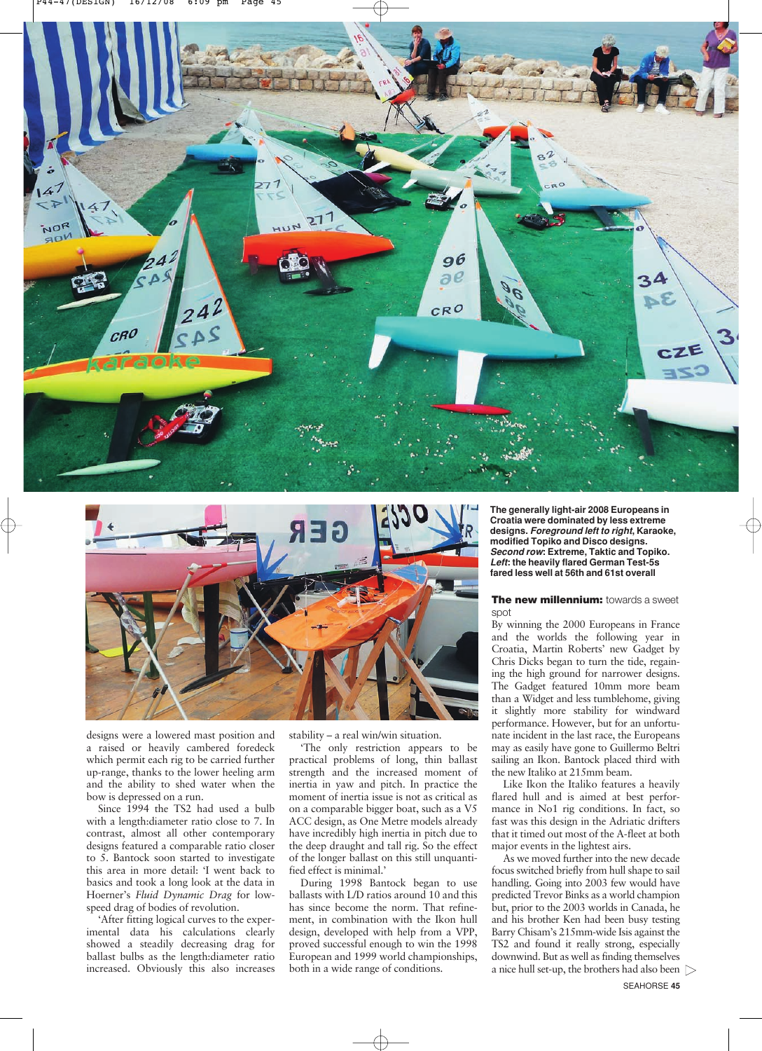designs were a lowered mast position and a raised or heavily cambered foredeck which permit each rig to be carried further up-range, thanks to the lower heeling arm and the ability to shed water when the bow is depressed on a run.

Since 1994 the TS2 had used a bulb with a length:diameter ratio close to 7. In contrast, almost all other contemporary designs featured a comparable ratio closer to 5. Bantock soon started to investigate this area in more detail: 'I went back to basics and took a long look at the data in Hoerner's *Fluid Dynamic Drag* for low-speed drag of bodies of revolution.

'After fitting logical curves to the experimental data his calculations clearly showed a steadily decreasing drag for ballast bulbs as the length:diameter ratio increased. Obviously this also increases stability – a real win/win situation.

'The only restriction appears to be practical problems of long, thin ballast strength and the increased moment of inertia in yaw and pitch. In practice the moment of inertia issue is not as critical as on a comparable bigger boat, such as a V5 ACC design, as One Metre models already have incredibly high inertia in pitch due to the deep draught and tall rig. So the effect of the longer ballast on this still unquantified effect is minimal.'

During 1998 Bantock began to use ballasts with L/D ratios around 10 and this has since become the norm. That refinement, in combination with the Ikon hull design, developed with help from a VPP, proved successful enough to win the 1998 European and 1999 world championships, both in a wide range of conditions.

**The generally light-air 2008 Europeans in Croatia were dominated by less extreme designs. *Foreground left to right*, Karaoke, modified Topiko and Disco designs. *Second row*: Extreme, Taktic and Topiko. *Left*: the heavily flared German Test-5s fared less well at 56th and 61st overall**

**The new millennium:** towards a sweet spot

By winning the 2000 Europeans in France and the worlds the following year in Croatia, Martin Roberts' new Gadget by Chris Dicks began to turn the tide, regaining the high ground for narrower designs. The Gadget featured 10mm more beam than a Widget and less tumblehome, giving it slightly more stability for windward performance. However, but for an unfortunate incident in the last race, the Europeans may as easily have gone to Guillermo Beltri sailing an Ikon. Bantock placed third with the new Italiko at 215mm beam.

Like Ikon the Italiko features a heavily flared hull and is aimed at best performance in No1 rig conditions. In fact, so fast was this design in the Adriatic drifters that it timed out most of the A-fleet at both major events in the lightest airs.

As we moved further into the new decade focus switched briefly from hull shape to sail handling. Going into 2003 few would have predicted Trevor Binks as a world champion but, prior to the 2003 worlds in Canada, he and his brother Ken had been busy testing Barry Chisam's 215mm-wide Isis against the TS2 and found it really strong, especially downwind. But as well as finding themselves a nice hull set-up, the brothers had also been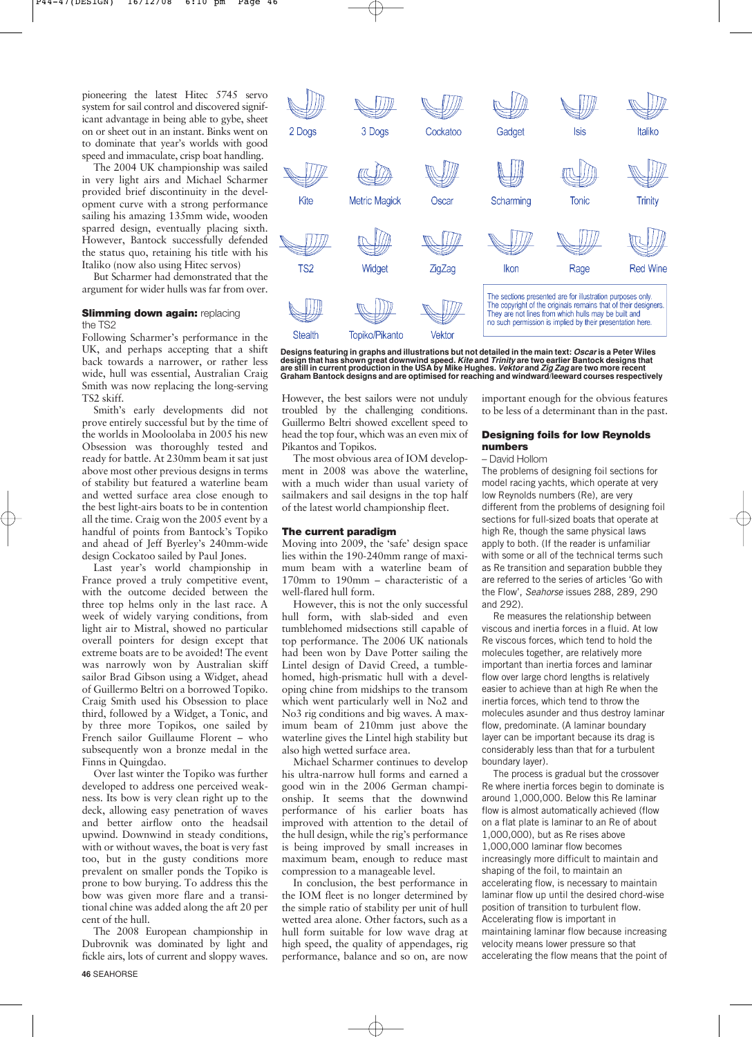pioneering the latest Hitec 5745 servo system for sail control and discovered significant advantage in being able to gybe, sheet on or sheet out in an instant. Binks went on to dominate that year's worlds with good speed and immaculate, crisp boat handling.

The 2004 UK championship was sailed in very light airs and Michael Scharmer provided brief discontinuity in the development curve with a strong performance sailing his amazing 135mm wide, wooden sparred design, eventually placing sixth. However, Bantock successfully defended the status quo, retaining his title with his Italiko (now also using Hitec servos)

But Scharmer had demonstrated that the argument for wider hulls was far from over.

**Slimming down again:** replacing the TS2

Following Scharmer's performance in the UK, and perhaps accepting that a shift back towards a narrower, or rather less wide, hull was essential, Australian Craig Smith was now replacing the long-serving TS2 skiff.

Smith's early developments did not prove entirely successful but by the time of the worlds in Mooloolaba in 2005 his new Obsession was thoroughly tested and ready for battle. At 230mm beam it sat just above most other previous designs in terms of stability but featured a waterline beam and wetted surface area close enough to the best light-airs boats to be in contention all the time. Craig won the 2005 event by a handful of points from Bantock's Topiko and ahead of Jeff Byerley's 240mm-wide design Cockatoo sailed by Paul Jones.

Last year's world championship in France proved a truly competitive event, with the outcome decided between the three top helms only in the last race. A week of widely varying conditions, from light air to Mistral, showed no particular overall pointers for design except that extreme boats are to be avoided! The event was narrowly won by Australian skiff sailor Brad Gibson using a Widget, ahead of Guillermo Beltri on a borrowed Topiko. Craig Smith used his Obsession to place third, followed by a Widget, a Tonic, and by three more Topikos, one sailed by French sailor Guillaume Florent – who subsequently won a bronze medal in the Finns in Quingdao.

Over last winter the Topiko was further developed to address one perceived weakness. Its bow is very clean right up to the deck, allowing easy penetration of waves and better airflow onto the headsail upwind. Downwind in steady conditions, with or without waves, the boat is very fast too, but in the gusty conditions more prevalent on smaller ponds the Topiko is prone to bow burying. To address this the bow was given more flare and a transitional chine was added along the aft 20 per cent of the hull.

The 2008 European championship in Dubrovnik was dominated by light and fickle airs, lots of current and sloppy waves.

2 Dogs | 3 Dogs | Cockatoo | Gadget | Isis | Italiko | Kite | Metric Magick | Oscar | Scharming | Tonic | Trinity | TS2 | Widget | ZigZag | Ikon | Rage | Red Wine | Stealth | Topiko/Pikanto | Vektor

The sections presented are for illustration purposes only. The copyright of the originals remains that of their designers. They are not lines from which hulls may be built and no such permission is implied by their presentation here.

**Designs featuring in graphs and illustrations but not detailed in the main text: *Oscar* is a Peter Wiles design that has shown great downwind speed. *Kite* and *Trinity* are two earlier Bantock designs that are still in current production in the USA by Mike Hughes. *Vektor* and *Zig Zag* are two more recent Graham Bantock designs and are optimised for reaching and windward/leeward courses respectively**

However, the best sailors were not unduly troubled by the challenging conditions. Guillermo Beltri showed excellent speed to head the top four, which was an even mix of Pikantos and Topikos.

The most obvious area of IOM development in 2008 was above the waterline, with a much wider than usual variety of sailmakers and sail designs in the top half of the latest world championship fleet.

**The current paradigm**

Moving into 2009, the 'safe' design space lies within the 190-240mm range of maximum beam with a waterline beam of 170mm to 190mm – characteristic of a well-flared hull form.

However, this is not the only successful hull form, with slab-sided and even tumblehomed midsections still capable of top performance. The 2006 UK nationals had been won by Dave Potter sailing the Lintel design of David Creed, a tumblehomed, high-prismatic hull with a developing chine from midships to the transom which went particularly well in No2 and No3 rig conditions and big waves. A maximum beam of 210mm just above the waterline gives the Lintel high stability but also high wetted surface area.

Michael Scharmer continues to develop his ultra-narrow hull forms and earned a good win in the 2006 German championship. It seems that the performance of his earlier boats has improved with attention to the detail of the hull design, while the rig's performance is being improved by small increases in maximum beam, enough to reduce mast compression to a manageable level.

In conclusion, the best performance in the IOM fleet is no longer determined by the simple ratio of stability per unit of hull wetted area alone. Other factors, such as a hull form suitable for low wave drag at high speed, the quality of appendages, rig performance, balance and so on, are now important enough for the obvious features to be less of a determinant than in the past.

**Designing foils for low Reynolds numbers**

– David Hollom

The problems of designing foil sections for model racing yachts, which operate at very low Reynolds numbers (Re), are very different from the problems of designing foil sections for full-sized boats that operate at high Re, though the same physical laws apply to both. (If the reader is unfamiliar with some or all of the technical terms such as transition and separation bubble they are referred to the series of articles 'Go with the Flow', *Seahorse* issues 288, 289, 290 and 292).

Re measures the relationship between viscous and inertia forces in a fluid. At low Re viscous forces, which tend to hold the molecules together, are relatively more important than inertia forces and laminar flow over large chord lengths is relatively easier to achieve than at high Re when the inertia forces, which tend to throw the molecules asunder and thus destroy laminar flow, predominate. (A laminar boundary layer can be important because its drag is considerably less than that for a turbulent boundary layer).

The process is gradual but the crossover Re where inertia forces begin to dominate is around 1,000,000. Below this Re laminar flow is almost automatically achieved (flow on a flat plate is laminar to an Re of about 1,000,000), but as Re rises above 1,000,000 laminar flow becomes increasingly more difficult to maintain and shaping of the foil, to maintain an accelerating flow, is necessary to maintain laminar flow up until the desired chord-wise position of transition to turbulent flow. Accelerating flow is important in maintaining laminar flow because increasing velocity means lower pressure so that accelerating the flow means that the point of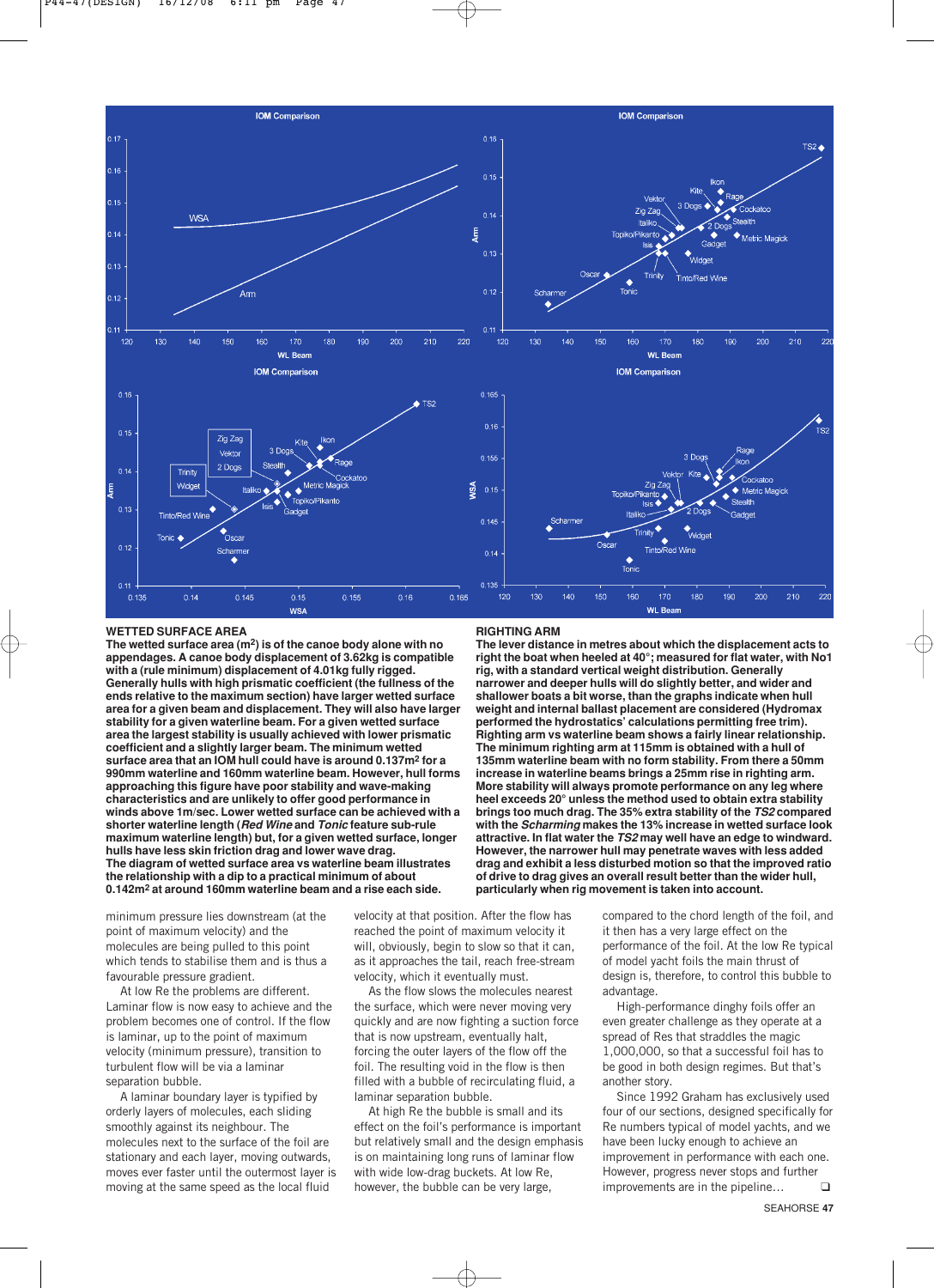IOM Comparison

0.17
0.16
0.15
0.14
0.13
0.12
0.11

120 130 140 150 160 170 180 190 200 210 220

WL Beam

WSA

Arm

IOM Comparison

0.16
0.15
0.14
0.13
0.12
0.11

120 130 140 150 160 170 180 190 200 210 220

WL Beam

Arm

TS2, Ikon, Kite, Rage, Vektor, 3 Dogs, Cockatoo, Zig Zag, 2 Dogs, Stealth, Italko, Topiko/Pikanto, Metric Magick, Gadget, Isis, Widget, Oscar, Trinity, Tinto/Red Wine, Tonic, Scharmer

IOM Comparison

0.16
0.15
0.14
0.13
0.12
0.11

0.135 0.14 0.145 0.15 0.155 0.16 0.165

WSA

Arm

TS2, Zig Zag, Vektor, 2 Dogs, Kite, Ikon, 3 Dogs, Trinity, Widget, Stealth, Rage, Cockatoo, Italko, Metric Magick, Isis, Topiko/Pikanto, Gadget, Tinto/Red Wine, Tonic, Oscar, Scharmer

IOM Comparison

0.165
0.16
0.155
0.15
0.145
0.14
0.135

120 130 140 150 160 170 180 190 200 210 220

WL Beam

WSA

TS2, 3 Dogs, Rage, Ikon, Vektor, Kite, Cockatoo, Zig Zag, Metric Magick, Topiko/Pikanto, Stealth, Isis, Italko, 2 Dogs, Gadget, Scharmer, Trinity, Widget, Oscar, Tinto/Red Wine, Tonic

## WETTED SURFACE AREA

**The wetted surface area ($m^2$) is of the canoe body alone with no appendages. A canoe body displacement of 3.62kg is compatible with a (rule minimum) displacement of 4.01kg fully rigged. Generally hulls with high prismatic coefficient (the fullness of the ends relative to the maximum section) have larger wetted surface area for a given beam and displacement. They will also have larger stability for a given waterline beam. For a given wetted surface area the largest stability is usually achieved with lower prismatic coefficient and a slightly larger beam. The minimum wetted surface area that an IOM hull could have is around 0.137$m^2$ for a 990mm waterline and 160mm waterline beam. However, hull forms approaching this figure have poor stability and wave-making characteristics and are unlikely to offer good performance in winds above 1m/sec. Lower wetted surface can be achieved with a shorter waterline length (*Red Wine* and *Tonic* feature sub-rule maximum waterline length) but, for a given wetted surface, longer hulls have less skin friction drag and lower wave drag.**
**The diagram of wetted surface area vs waterline beam illustrates the relationship with a dip to a practical minimum of about 0.142$m^2$ at around 160mm waterline beam and a rise each side.**

## RIGHTING ARM

**The lever distance in metres about which the displacement acts to right the boat when heeled at 40°; measured for flat water, with No1 rig, with a standard vertical weight distribution. Generally narrower and deeper hulls will do slightly better, and wider and shallower boats a bit worse, than the graphs indicate when hull weight and internal ballast placement are considered (Hydromax performed the hydrostatics' calculations permitting free trim). Righting arm vs waterline beam shows a fairly linear relationship. The minimum righting arm at 115mm is obtained with a hull of 135mm waterline beam with no form stability. From there a 50mm increase in waterline beams brings a 25mm rise in righting arm. More stability will always promote performance on any leg where heel exceeds 20° unless the method used to obtain extra stability brings too much drag. The 35% extra stability of the *TS2* compared with the *Scharming* makes the 13% increase in wetted surface look attractive. In flat water the *TS2* may well have an edge to windward. However, the narrower hull may penetrate waves with less added drag and exhibit a less disturbed motion so that the improved ratio of drive to drag gives an overall result better than the wider hull, particularly when rig movement is taken into account.**

minimum pressure lies downstream (at the point of maximum velocity) and the molecules are being pulled to this point which tends to stabilise them and is thus a favourable pressure gradient.

At low Re the problems are different. Laminar flow is now easy to achieve and the problem becomes one of control. If the flow is laminar, up to the point of maximum velocity (minimum pressure), transition to turbulent flow will be via a laminar separation bubble.

A laminar boundary layer is typified by orderly layers of molecules, each sliding smoothly against its neighbour. The molecules next to the surface of the foil are stationary and each layer, moving outwards, moves ever faster until the outermost layer is moving at the same speed as the local fluid velocity at that position. After the flow has reached the point of maximum velocity it will, obviously, begin to slow so that it can, as it approaches the tail, reach free-stream velocity, which it eventually must.

As the flow slows the molecules nearest the surface, which were never moving very quickly and are now fighting a suction force that is now upstream, eventually halt, forcing the outer layers of the flow off the foil. The resulting void in the flow is then filled with a bubble of recirculating fluid, a laminar separation bubble.

At high Re the bubble is small and its effect on the foil's performance is important but relatively small and the design emphasis is on maintaining long runs of laminar flow with wide low-drag buckets. At low Re, however, the bubble can be very large, compared to the chord length of the foil, and it then has a very large effect on the performance of the foil. At the low Re typical of model yacht foils the main thrust of design is, therefore, to control this bubble to advantage.

High-performance dinghy foils offer an even greater challenge as they operate at a spread of Res that straddle the magic 1,000,000, so that a successful foil has to be good in both design regimes. But that's another story.

Since 1992 Graham has exclusively used four of our sections, designed specifically for Re numbers typical of model yachts, and we have been lucky enough to achieve an improvement in performance with each one. However, progress never stops and further improvements are in the pipeline… ❑